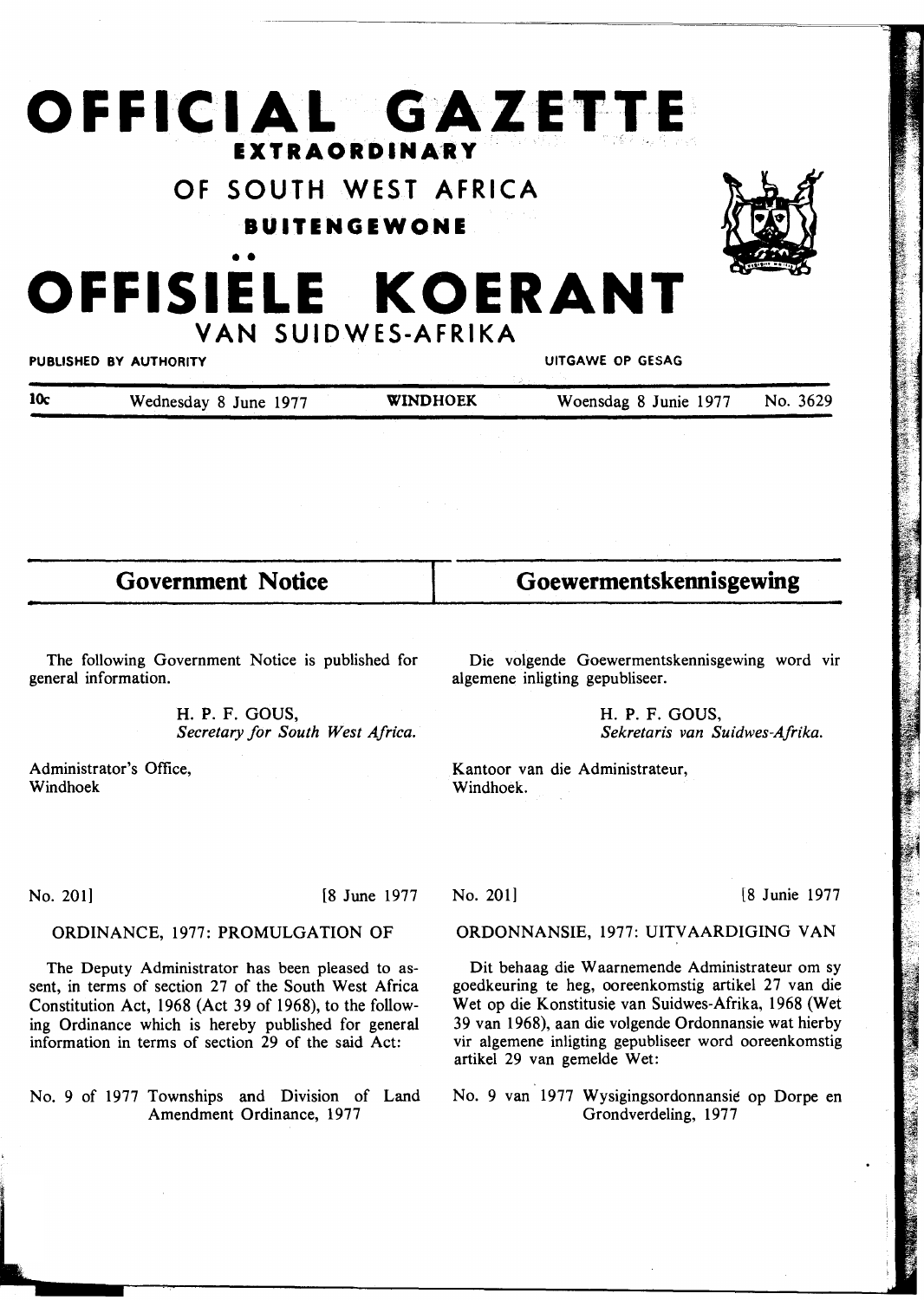# OFFICIAL GAZETTE

## EXTRAORDINARY

## OF SOUTH WEST AFRICA

## BUITENGEWONE

# OFFISIËLE KOERANT

## VAN SUIDWES-AFRIKA

PUBLISHED BY AUTHORITY — UITGAWE OP GESAG

10c — Wednesday 8 June 1977 — WINDHOEK — Woensdag 8 Junie 1977 — No. 3629

## Government Notice

The following Government Notice is published for general information.

H. P. F. GOUS,
*Secretary for South West Africa.*

Administrator's Office,
Windhoek

No. 201] [8 June 1977

ORDINANCE, 1977: PROMULGATION OF

The Deputy Administrator has been pleased to assent, in terms of section 27 of the South West Africa Constitution Act, 1968 (Act 39 of 1968), to the following Ordinance which is hereby published for general information in terms of section 29 of the said Act:

No. 9 of 1977 Townships and Division of Land Amendment Ordinance, 1977

## Goewermentskennisgewing

Die volgende Goewermentskennisgewing word vir algemene inligting gepubliseer.

H. P. F. GOUS,
*Sekretaris van Suidwes-Afrika.*

Kantoor van die Administrateur,
Windhoek.

No. 201] [8 Junie 1977

ORDONNANSIE, 1977: UITVAARDIGING VAN

Dit behaag die Waarnemende Administrateur om sy goedkeuring te heg, ooreenkomstig artikel 27 van die Wet op die Konstitusie van Suidwes-Afrika, 1968 (Wet 39 van 1968), aan die volgende Ordonnansie wat hierby vir algemene inligting gepubliseer word ooreenkomstig artikel 29 van gemelde Wet:

No. 9 van 1977 Wysigingsordonnansie op Dorpe en Grondverdeling, 1977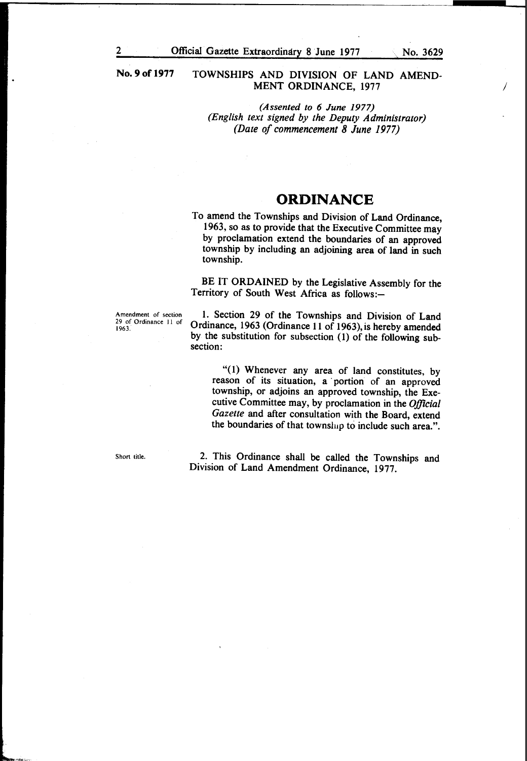**No. 9 of 1977** TOWNSHIPS AND DIVISION OF LAND AMENDMENT ORDINANCE, 1977

*(Assented to 6 June 1977)*
*(English text signed by the Deputy Administrator)*
*(Date of commencement 8 June 1977)*

# ORDINANCE

To amend the Townships and Division of Land Ordinance, 1963, so as to provide that the Executive Committee may by proclamation extend the boundaries of an approved township by including an adjoining area of land in such township.

BE IT ORDAINED by the Legislative Assembly for the Territory of South West Africa as follows:—

Amendment of section 29 of Ordinance 11 of 1963.

1. Section 29 of the Townships and Division of Land Ordinance, 1963 (Ordinance 11 of 1963), is hereby amended by the substitution for subsection (1) of the following subsection:

> "(1) Whenever any area of land constitutes, by reason of its situation, a portion of an approved township, or adjoins an approved township, the Executive Committee may, by proclamation in the *Official Gazette* and after consultation with the Board, extend the boundaries of that township to include such area.".

Short title.

2. This Ordinance shall be called the Townships and Division of Land Amendment Ordinance, 1977.